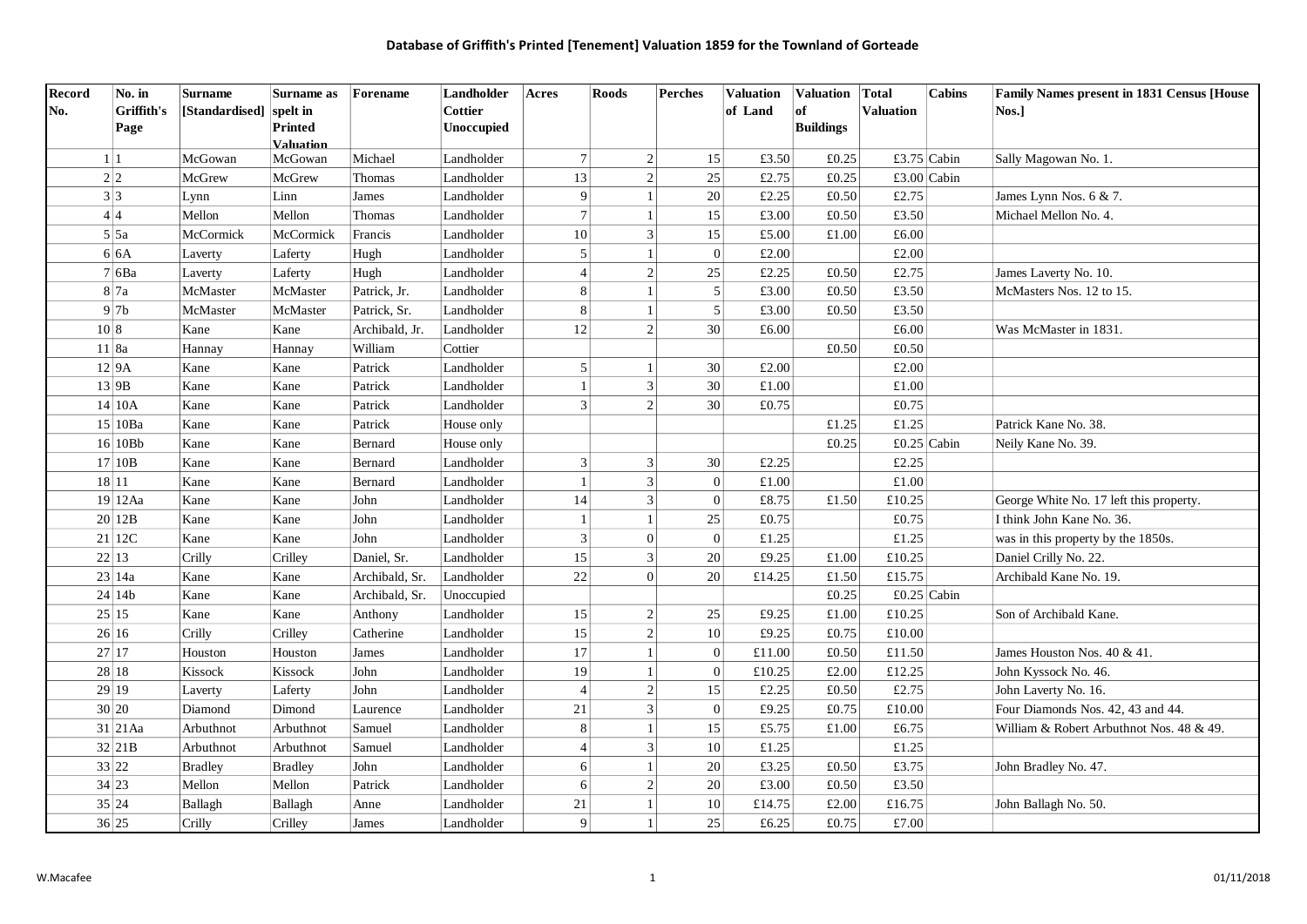# Database of Griffith's Printed [Tenement] Valuation 1859 for the Townland of Gorteade

| Record No. | No. in Griffith's Page | Surname [Standardised] | Surname as spelt in Printed Valuation | Forename | Landholder Cottier Unoccupied | Acres | Roods | Perches | Valuation of Land | Valuation of Buildings | Total Valuation | Cabins | Family Names present in 1831 Census [House Nos.] |
|---|---|---|---|---|---|---|---|---|---|---|---|---|---|
| 1 | 1 | McGowan | McGowan | Michael | Landholder | 7 | 2 | 15 | £3.50 | £0.25 | £3.75 | Cabin | Sally Magowan No. 1. |
| 2 | 2 | McGrew | McGrew | Thomas | Landholder | 13 | 2 | 25 | £2.75 | £0.25 | £3.00 | Cabin | |
| 3 | 3 | Lynn | Linn | James | Landholder | 9 | 1 | 20 | £2.25 | £0.50 | £2.75 | | James Lynn Nos. 6 & 7. |
| 4 | 4 | Mellon | Mellon | Thomas | Landholder | 7 | 1 | 15 | £3.00 | £0.50 | £3.50 | | Michael Mellon No. 4. |
| 5 | 5a | McCormick | McCormick | Francis | Landholder | 10 | 3 | 15 | £5.00 | £1.00 | £6.00 | | |
| 6 | 6A | Laverty | Laferty | Hugh | Landholder | 5 | 1 | 0 | £2.00 | | £2.00 | | |
| 7 | 6Ba | Laverty | Laferty | Hugh | Landholder | 4 | 2 | 25 | £2.25 | £0.50 | £2.75 | | James Laverty No. 10. |
| 8 | 7a | McMaster | McMaster | Patrick, Jr. | Landholder | 8 | 1 | 5 | £3.00 | £0.50 | £3.50 | | McMasters Nos. 12 to 15. |
| 9 | 7b | McMaster | McMaster | Patrick, Sr. | Landholder | 8 | 1 | 5 | £3.00 | £0.50 | £3.50 | | |
| 10 | 8 | Kane | Kane | Archibald, Jr. | Landholder | 12 | 2 | 30 | £6.00 | | £6.00 | | Was McMaster in 1831. |
| 11 | 8a | Hannay | Hannay | William | Cottier | | | | | £0.50 | £0.50 | | |
| 12 | 9A | Kane | Kane | Patrick | Landholder | 5 | 1 | 30 | £2.00 | | £2.00 | | |
| 13 | 9B | Kane | Kane | Patrick | Landholder | 1 | 3 | 30 | £1.00 | | £1.00 | | |
| 14 | 10A | Kane | Kane | Patrick | Landholder | 3 | 2 | 30 | £0.75 | | £0.75 | | |
| 15 | 10Ba | Kane | Kane | Patrick | House only | | | | | £1.25 | £1.25 | | Patrick Kane No. 38. |
| 16 | 10Bb | Kane | Kane | Bernard | House only | | | | | £0.25 | £0.25 | Cabin | Neily Kane No. 39. |
| 17 | 10B | Kane | Kane | Bernard | Landholder | 3 | 3 | 30 | £2.25 | | £2.25 | | |
| 18 | 11 | Kane | Kane | Bernard | Landholder | 1 | 3 | 0 | £1.00 | | £1.00 | | |
| 19 | 12Aa | Kane | Kane | John | Landholder | 14 | 3 | 0 | £8.75 | £1.50 | £10.25 | | George White No. 17 left this property. |
| 20 | 12B | Kane | Kane | John | Landholder | 1 | 1 | 25 | £0.75 | | £0.75 | | I think John Kane No. 36. |
| 21 | 12C | Kane | Kane | John | Landholder | 3 | 0 | 0 | £1.25 | | £1.25 | | was in this property by the 1850s. |
| 22 | 13 | Crilly | Crilley | Daniel, Sr. | Landholder | 15 | 3 | 20 | £9.25 | £1.00 | £10.25 | | Daniel Crilly No. 22. |
| 23 | 14a | Kane | Kane | Archibald, Sr. | Landholder | 22 | 0 | 20 | £14.25 | £1.50 | £15.75 | | Archibald Kane No. 19. |
| 24 | 14b | Kane | Kane | Archibald, Sr. | Unoccupied | | | | | £0.25 | £0.25 | Cabin | |
| 25 | 15 | Kane | Kane | Anthony | Landholder | 15 | 2 | 25 | £9.25 | £1.00 | £10.25 | | Son of Archibald Kane. |
| 26 | 16 | Crilly | Crilley | Catherine | Landholder | 15 | 2 | 10 | £9.25 | £0.75 | £10.00 | | |
| 27 | 17 | Houston | Houston | James | Landholder | 17 | 1 | 0 | £11.00 | £0.50 | £11.50 | | James Houston Nos. 40 & 41. |
| 28 | 18 | Kissock | Kissock | John | Landholder | 19 | 1 | 0 | £10.25 | £2.00 | £12.25 | | John Kyssock No. 46. |
| 29 | 19 | Laverty | Laferty | John | Landholder | 4 | 2 | 15 | £2.25 | £0.50 | £2.75 | | John Laverty No. 16. |
| 30 | 20 | Diamond | Dimond | Laurence | Landholder | 21 | 3 | 0 | £9.25 | £0.75 | £10.00 | | Four Diamonds Nos. 42, 43 and 44. |
| 31 | 21Aa | Arbuthnot | Arbuthnot | Samuel | Landholder | 8 | 1 | 15 | £5.75 | £1.00 | £6.75 | | William & Robert Arbuthnot Nos. 48 & 49. |
| 32 | 21B | Arbuthnot | Arbuthnot | Samuel | Landholder | 4 | 3 | 10 | £1.25 | | £1.25 | | |
| 33 | 22 | Bradley | Bradley | John | Landholder | 6 | 1 | 20 | £3.25 | £0.50 | £3.75 | | John Bradley No. 47. |
| 34 | 23 | Mellon | Mellon | Patrick | Landholder | 6 | 2 | 20 | £3.00 | £0.50 | £3.50 | | |
| 35 | 24 | Ballagh | Ballagh | Anne | Landholder | 21 | 1 | 10 | £14.75 | £2.00 | £16.75 | | John Ballagh No. 50. |
| 36 | 25 | Crilly | Crilley | James | Landholder | 9 | 1 | 25 | £6.25 | £0.75 | £7.00 | | |

W.Macafee 01/11/2018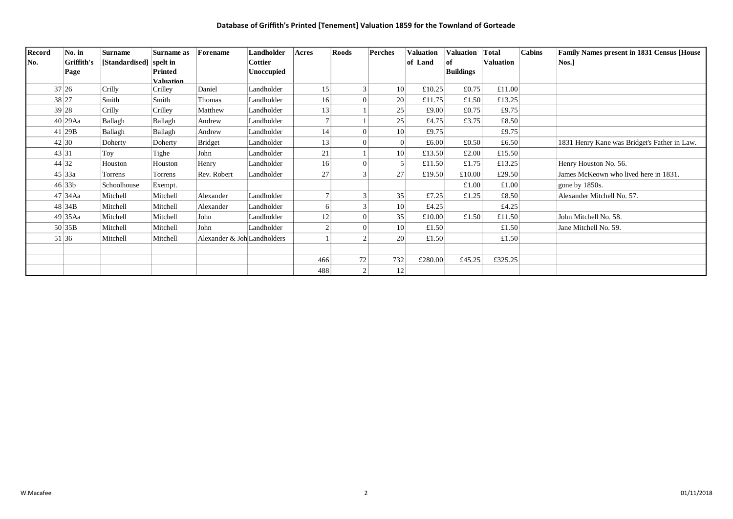# Database of Griffith's Printed [Tenement] Valuation 1859 for the Townland of Gorteade

| Record No. | No. in Griffith's Page | Surname [Standardised] | Surname as spelt in Printed Valuation | Forename | Landholder Cottier Unoccupied | Acres | Roods | Perches | Valuation of Land | Valuation of Buildings | Total Valuation | Cabins | Family Names present in 1831 Census [House Nos.] |
|---|---|---|---|---|---|---|---|---|---|---|---|---|---|
| 37 | 26 | Crilly | Crilley | Daniel | Landholder | 15 | 3 | 10 | £10.25 | £0.75 | £11.00 | | |
| 38 | 27 | Smith | Smith | Thomas | Landholder | 16 | 0 | 20 | £11.75 | £1.50 | £13.25 | | |
| 39 | 28 | Crilly | Crilley | Matthew | Landholder | 13 | 1 | 25 | £9.00 | £0.75 | £9.75 | | |
| 40 | 29Aa | Ballagh | Ballagh | Andrew | Landholder | 7 | 1 | 25 | £4.75 | £3.75 | £8.50 | | |
| 41 | 29B | Ballagh | Ballagh | Andrew | Landholder | 14 | 0 | 10 | £9.75 | | £9.75 | | |
| 42 | 30 | Doherty | Doherty | Bridget | Landholder | 13 | 0 | 0 | £6.00 | £0.50 | £6.50 | | 1831 Henry Kane was Bridget's Father in Law. |
| 43 | 31 | Toy | Tighe | John | Landholder | 21 | 1 | 10 | £13.50 | £2.00 | £15.50 | | |
| 44 | 32 | Houston | Houston | Henry | Landholder | 16 | 0 | 5 | £11.50 | £1.75 | £13.25 | | Henry Houston No. 56. |
| 45 | 33a | Torrens | Torrens | Rev. Robert | Landholder | 27 | 3 | 27 | £19.50 | £10.00 | £29.50 | | James McKeown who lived here in 1831. |
| 46 | 33b | Schoolhouse | Exempt. | | | | | | | £1.00 | £1.00 | | gone by 1850s. |
| 47 | 34Aa | Mitchell | Mitchell | Alexander | Landholder | 7 | 3 | 35 | £7.25 | £1.25 | £8.50 | | Alexander Mitchell No. 57. |
| 48 | 34B | Mitchell | Mitchell | Alexander | Landholder | 6 | 3 | 10 | £4.25 | | £4.25 | | |
| 49 | 35Aa | Mitchell | Mitchell | John | Landholder | 12 | 0 | 35 | £10.00 | £1.50 | £11.50 | | John Mitchell No. 58. |
| 50 | 35B | Mitchell | Mitchell | John | Landholder | 2 | 0 | 10 | £1.50 | | £1.50 | | Jane Mitchell No. 59. |
| 51 | 36 | Mitchell | Mitchell | Alexander & Joh | Landholders | 1 | 2 | 20 | £1.50 | | £1.50 | | |
| | | | | | | | | | | | | | |
| | | | | | | 466 | 72 | 732 | £280.00 | £45.25 | £325.25 | | |
| | | | | | | 488 | 2 | 12 | | | | | |

W.Macafee 01/11/2018